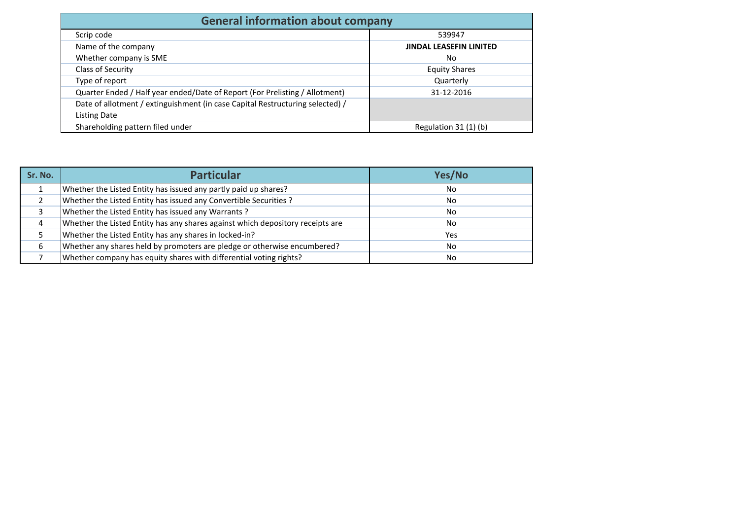# General information about company

| | |
|---|---|
| Scrip code | 539947 |
| Name of the company | **JINDAL LEASEFIN LINITED** |
| Whether company is SME | No |
| Class of Security | Equity Shares |
| Type of report | Quarterly |
| Quarter Ended / Half year ended/Date of Report (For Prelisting / Allotment) | 31-12-2016 |
| Date of allotment / extinguishment (in case Capital Restructuring selected) / Listing Date | |
| Shareholding pattern filed under | Regulation 31 (1) (b) |

| Sr. No. | Particular | Yes/No |
|---|---|---|
| 1 | Whether the Listed Entity has issued any partly paid up shares? | No |
| 2 | Whether the Listed Entity has issued any Convertible Securities ? | No |
| 3 | Whether the Listed Entity has issued any Warrants ? | No |
| 4 | Whether the Listed Entity has any shares against which depository receipts are | No |
| 5 | Whether the Listed Entity has any shares in locked-in? | Yes |
| 6 | Whether any shares held by promoters are pledge or otherwise encumbered? | No |
| 7 | Whether company has equity shares with differential voting rights? | No |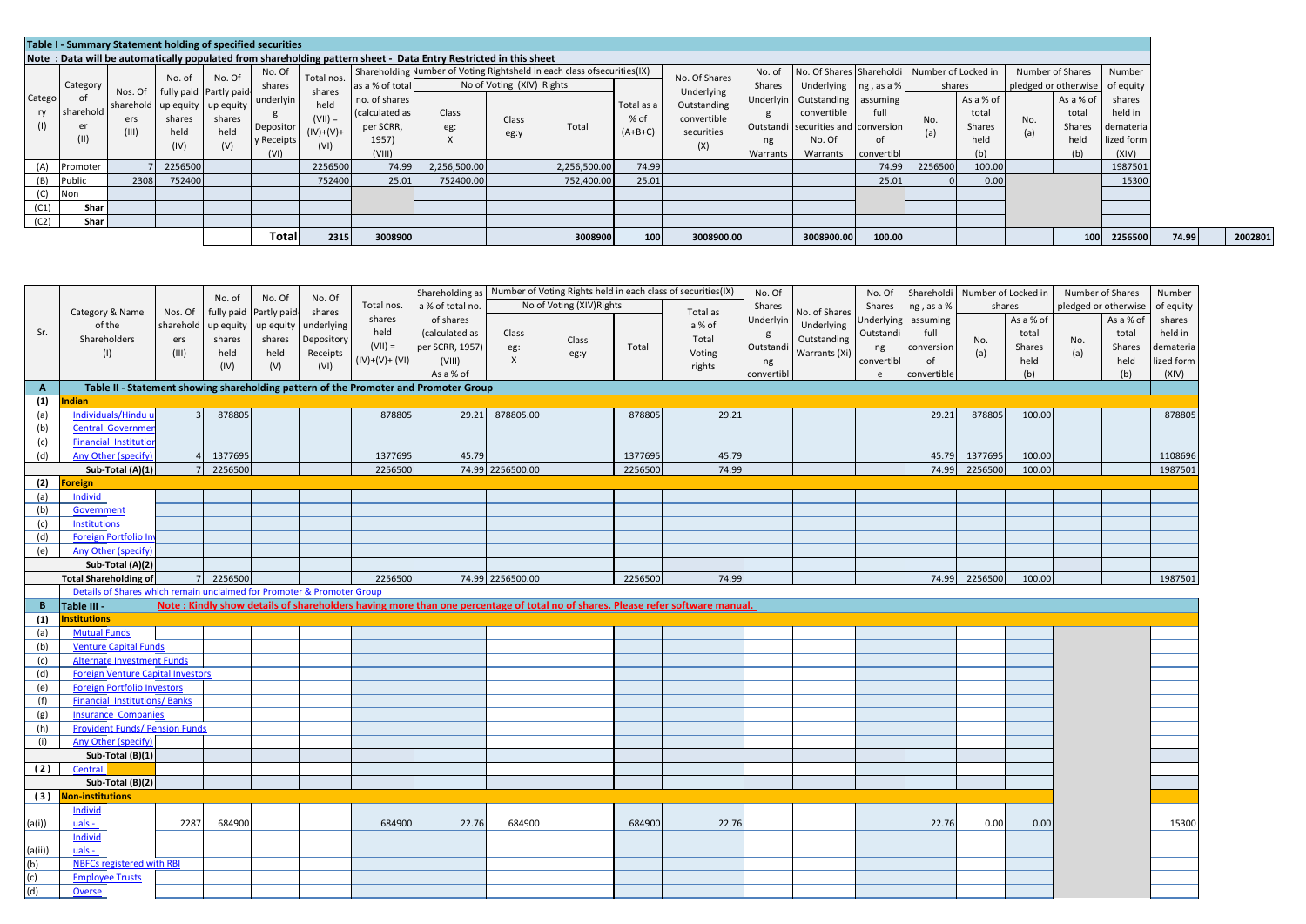**Table I - Summary Statement holding of specified securities**

**Note : Data will be automatically populated from shareholding pattern sheet - Data Entry Restricted in this sheet**

| Category (I) | Category of shareholder (II) | Nos. Of shareholders (III) | No. of fully paid up equity shares held (IV) | No. Of Partly paid-up equity shares held (V) | No. Of shares underlying Depository Receipts (VI) | Total nos. shares held (VII) = (IV)+(V)+ (VI) | Shareholding as a % of total no. of shares (calculated as per SCRR, 1957) (VIII) | Number of Voting Rightsheld in each class ofsecurities(IX) | | | | No. Of Shares Underlying Outstanding convertible securities (X) | No. of Shares Underlying Outstanding Warrants | No. Of Shares Underlying Outstanding convertible securities and No. Of Warrants | Shareholding , as a % assuming full conversion of convertible | Number of Locked in shares | | Number of Shares pledged or otherwise | | Number of equity shares held in dematerialized form (XIV) | | | |
|---|---|---|---|---|---|---|---|---|---|---|---|---|---|---|---|---|---|---|---|---|---|---|---|
| | | | | | | | | No of Voting (XIV) Rights | | | Total as a % of (A+B+C) | | | | | No. (a) | As a % of total Shares held (b) | No. (a) | As a % of total Shares held (b) | | | | |
| | | | | | | | | Class eg: X | Class eg:y | Total | | | | | | | | | | | | | |
| (A) | Promoter | 7 | 2256500 | | | 2256500 | 74.99 | 2,256,500.00 | | 2,256,500.00 | 74.99 | | | | 74.99 | 2256500 | 100.00 | | | 1987501 | | | |
| (B) | Public | 2308 | 752400 | | | 752400 | 25.01 | 752400.00 | | 752,400.00 | 25.01 | | | | 25.01 | 0 | 0.00 | | | 15300 | | | |
| (C) | Non | | | | | | | | | | | | | | | | | | | | | | |
| (C1) | Shar | | | | | | | | | | | | | | | | | | | | | | |
| (C2) | Shar | | | | | | | | | | | | | | | | | | | | | | |
| | | | | | **Total** | 2315 | 3008900 | | | 3008900 | 100 | 3008900.00 | | 3008900.00 | 100.00 | | | | 100 | 2256500 | 74.99 | | 2002801 |

| Sr. | Category & Name of the Shareholders (I) | Nos. Of shareholders (III) | No. of fully paid up equity shares held (IV) | No. Of Partly paid-up equity shares held (V) | No. Of shares underlying Depository Receipts (VI) | Total nos. shares held (VII) = (IV)+(V)+ (VI) | Shareholding as a % of total no. of shares (calculated as per SCRR, 1957) (VIII) As a % of | Number of Voting Rights held in each class of securities(IX) | | | | No. Of Shares Underlying Outstanding convertibl | No. of Shares Underlying Outstanding Warrants (Xi) | No. Of Shares Underlying Outstanding convertible | Shareholding , as a % assuming full conversion of convertible | Number of Locked in shares | | Number of Shares pledged or otherwise | | Number of equity shares held in dematerialized form (XIV) |
|---|---|---|---|---|---|---|---|---|---|---|---|---|---|---|---|---|---|---|---|---|
| | | | | | | | | No of Voting (XIV)Rights | | | Total as a % of Total Voting rights | | | | | No. (a) | As a % of total Shares held (b) | No. (a) | As a % of total Shares held (b) | |
| | | | | | | | | Class eg: X | Class eg:y | Total | | | | | | | | | | |
| **A** | **Table II - Statement showing shareholding pattern of the Promoter and Promoter Group** | | | | | | | | | | | | | | | | | | | |
| **(1)** | **Indian** | | | | | | | | | | | | | | | | | | | |
| (a) | Individuals/Hindu u | 3 | 878805 | | | 878805 | 29.21 | 878805.00 | | 878805 | 29.21 | | | | 29.21 | 878805 | 100.00 | | | 878805 |
| (b) | Central Governmen | | | | | | | | | | | | | | | | | | | |
| (c) | Financial Institution | | | | | | | | | | | | | | | | | | | |
| (d) | Any Other (specify) | 4 | 1377695 | | | 1377695 | 45.79 | | | 1377695 | 45.79 | | | | 45.79 | 1377695 | 100.00 | | | 1108696 |
| | **Sub-Total (A)(1)** | 7 | 2256500 | | | 2256500 | 74.99 | 2256500.00 | | 2256500 | 74.99 | | | | 74.99 | 2256500 | 100.00 | | | 1987501 |
| **(2)** | **Foreign** | | | | | | | | | | | | | | | | | | | |
| (a) | Individ | | | | | | | | | | | | | | | | | | | |
| (b) | Government | | | | | | | | | | | | | | | | | | | |
| (c) | Institutions | | | | | | | | | | | | | | | | | | | |
| (d) | Foreign Portfolio Inv | | | | | | | | | | | | | | | | | | | |
| (e) | Any Other (specify) | | | | | | | | | | | | | | | | | | | |
| | **Sub-Total (A)(2)** | | | | | | | | | | | | | | | | | | | |
| | **Total Shareholding of** | 7 | 2256500 | | | 2256500 | 74.99 | 2256500.00 | | 2256500 | 74.99 | | | | 74.99 | 2256500 | 100.00 | | | 1987501 |
| | Details of Shares which remain unclaimed for Promoter & Promoter Group | | | | | | | | | | | | | | | | | | | |
| **B** | **Table III -** | **Note : Kindly show details of shareholders having more than one percentage of total no of shares. Please refer software manual.** | | | | | | | | | | | | | | | | | | |
| **(1)** | **Institutions** | | | | | | | | | | | | | | | | | | | |
| (a) | Mutual Funds | | | | | | | | | | | | | | | | | | | |
| (b) | Venture Capital Funds | | | | | | | | | | | | | | | | | | | |
| (c) | Alternate Investment Funds | | | | | | | | | | | | | | | | | | | |
| (d) | Foreign Venture Capital Investors | | | | | | | | | | | | | | | | | | | |
| (e) | Foreign Portfolio Investors | | | | | | | | | | | | | | | | | | | |
| (f) | Financial Institutions/ Banks | | | | | | | | | | | | | | | | | | | |
| (g) | Insurance Companies | | | | | | | | | | | | | | | | | | | |
| (h) | Provident Funds/ Pension Funds | | | | | | | | | | | | | | | | | | | |
| (i) | Any Other (specify) | | | | | | | | | | | | | | | | | | | |
| | **Sub-Total (B)(1)** | | | | | | | | | | | | | | | | | | | |
| **(2)** | Central | | | | | | | | | | | | | | | | | | | |
| | **Sub-Total (B)(2)** | | | | | | | | | | | | | | | | | | | |
| **(3)** | **Non-institutions** | | | | | | | | | | | | | | | | | | | |
| (a(i)) | Individ uals - | 2287 | 684900 | | | 684900 | 22.76 | 684900 | | 684900 | 22.76 | | | | 22.76 | 0.00 | 0.00 | | | 15300 |
| (a(ii)) | Individ uals - | | | | | | | | | | | | | | | | | | | |
| (b) | NBFCs registered with RBI | | | | | | | | | | | | | | | | | | | |
| (c) | Employee Trusts | | | | | | | | | | | | | | | | | | | |
| (d) | Overse | | | | | | | | | | | | | | | | | | | |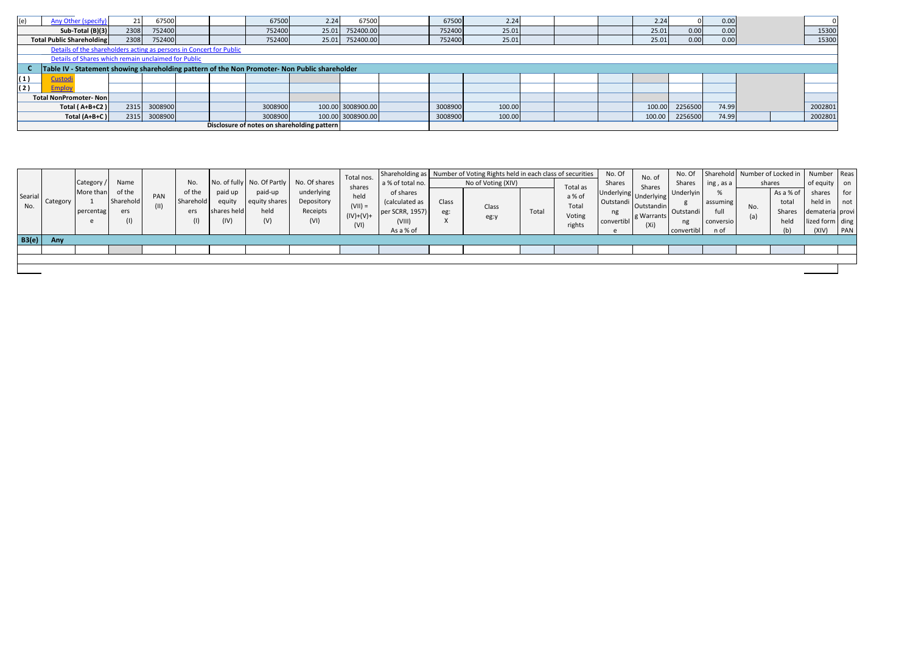| | | | | | | | | | | | | | | | | | | | | |
|---|---|---|---|---|---|---|---|---|---|---|---|---|---|---|---|---|---|---|---|---|
| (e) | Any Other (specify) | 21 | 67500 | | | 67500 | 2.24 | 67500 | | 67500 | 2.24 | | | | 2.24 | 0 | 0.00 | | | 0 |
| | Sub-Total (B)(3) | 2308 | 752400 | | | 752400 | 25.01 | 752400.00 | | 752400 | 25.01 | | | | 25.01 | 0.00 | 0.00 | | | 15300 |
| | Total Public Shareholding | 2308 | 752400 | | | 752400 | 25.01 | 752400.00 | | 752400 | 25.01 | | | | 25.01 | 0.00 | 0.00 | | | 15300 |
| | Details of the shareholders acting as persons in Concert for Public | | | | | | | | | | | | | | | | | | | |
| | Details of Shares which remain unclaimed for Public | | | | | | | | | | | | | | | | | | | |
| C | Table IV - Statement showing shareholding pattern of the Non Promoter- Non Public shareholder | | | | | | | | | | | | | | | | | | | |
| (1) | Custodi | | | | | | | | | | | | | | | | | | | |
| (2) | Employ | | | | | | | | | | | | | | | | | | | |
| | Total NonPromoter- Non | | | | | | | | | | | | | | | | | | | |
| | Total ( A+B+C2 ) | 2315 | 3008900 | | | 3008900 | 100.00 | 3008900.00 | | 3008900 | 100.00 | | | | 100.00 | 2256500 | 74.99 | | | 2002801 |
| | Total (A+B+C ) | 2315 | 3008900 | | | 3008900 | 100.00 | 3008900.00 | | 3008900 | 100.00 | | | | 100.00 | 2256500 | 74.99 | | | 2002801 |
| | Disclosure of notes on shareholding pattern | | | | | | | | | | | | | | | | | | | |

| Searial No. | Category | Category / More than 1 percentage | Name of the Shareholders (I) | PAN (II) | No. of the Shareholders (I) | No. of fully paid up equity shares held (IV) | No. Of Partly paid-up equity shares held (V) | No. Of shares underlying Depository Receipts (VI) | Total nos. shares held (VII) = (IV)+(V)+(VI) | Shareholding as a % of total no. of shares (calculated as per SCRR, 1957) (VIII) As a % of | Number of Voting Rights held in each class of securities No of Voting (XIV) Class eg: X | Class eg:y | Total | Total as a % of Total Voting rights | No. Of Shares Underlying Outstanding convertible | No. of Shares Underlying Outstanding Warrants (Xi) | No. Of Shares Underlying Outstanding convertibl | Shareholding , as a % assuming full conversion of | Number of Locked in shares No. (a) | As a % of total Shares held (b) | Number of equity shares held in dematerialized form (XIV) | Reason for not providing PAN |
|---|---|---|---|---|---|---|---|---|---|---|---|---|---|---|---|---|---|---|---|---|---|---|
| B3(e) | Any | | | | | | | | | | | | | | | | | | | | | |